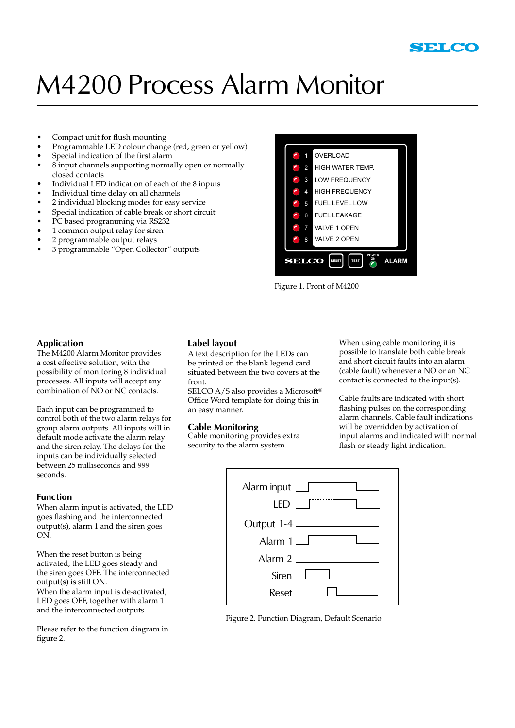SELCO

# M4200 Process Alarm Monitor

- Compact unit for flush mounting
- Programmable LED colour change (red, green or yellow)
- Special indication of the first alarm
- 8 input channels supporting normally open or normally closed contacts
- Individual LED indication of each of the 8 inputs
- Individual time delay on all channels
- 2 individual blocking modes for easy service
- Special indication of cable break or short circuit
- PC based programming via RS232
- 1 common output relay for siren
- 2 programmable output relays
- 3 programmable "Open Collector" outputs

Figure 1. Front of M4200

## Application

The M4200 Alarm Monitor provides a cost effective solution, with the possibility of monitoring 8 individual processes. All inputs will accept any combination of NO or NC contacts.

Each input can be programmed to control both of the two alarm relays for group alarm outputs. All inputs will in default mode activate the alarm relay and the siren relay. The delays for the inputs can be individually selected between 25 milliseconds and 999 seconds.

## Function

When alarm input is activated, the LED goes flashing and the interconnected output(s), alarm 1 and the siren goes ON.

When the reset button is being activated, the LED goes steady and the siren goes OFF. The interconnected output(s) is still ON.
When the alarm input is de-activated, LED goes OFF, together with alarm 1 and the interconnected outputs.

Please refer to the function diagram in figure 2.

## Label layout

A text description for the LEDs can be printed on the blank legend card situated between the two covers at the front.
SELCO A/S also provides a Microsoft® Office Word template for doing this in an easy manner.

## Cable Monitoring

Cable monitoring provides extra security to the alarm system.

When using cable monitoring it is possible to translate both cable break and short circuit faults into an alarm (cable fault) whenever a NO or an NC contact is connected to the input(s).

Cable faults are indicated with short flashing pulses on the corresponding alarm channels. Cable fault indications will be overridden by activation of input alarms and indicated with normal flash or steady light indication.

Figure 2. Function Diagram, Default Scenario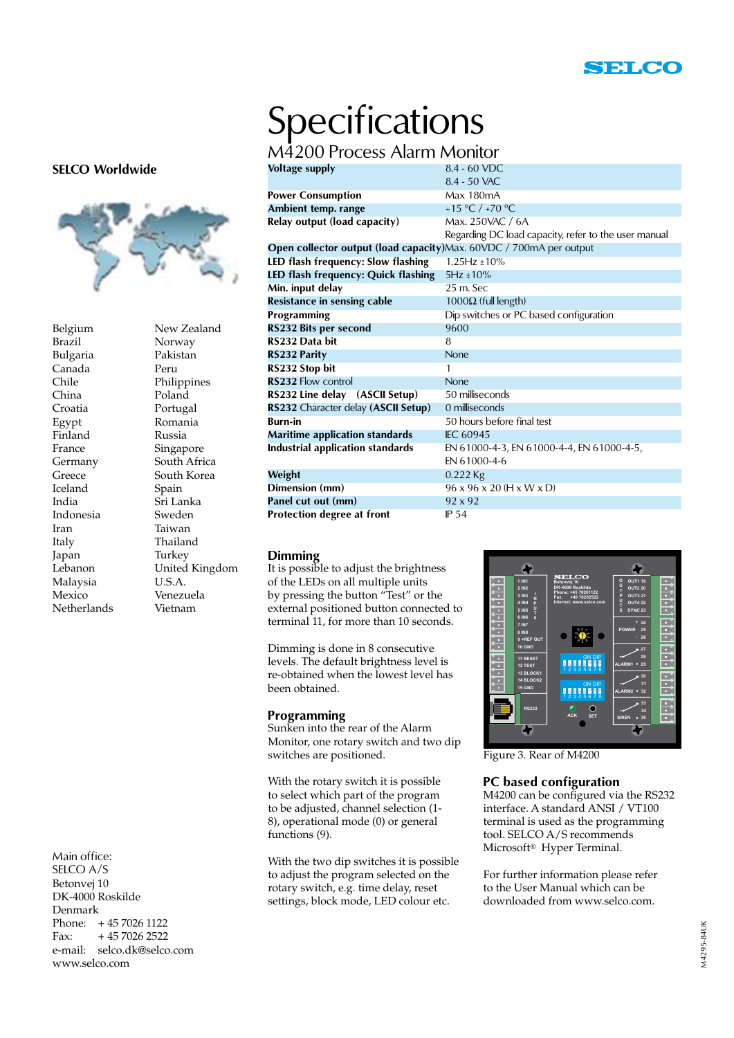SELCO

# Specifications

## M4200 Process Alarm Monitor

| | |
|---|---|
| **Voltage supply** | 8.4 - 60 VDC |
| | 8.4 - 50 VAC |
| **Power Consumption** | Max 180mA |
| **Ambient temp. range** | ÷15 °C / +70 °C |
| **Relay output (load capacity)** | Max. 250VAC / 6A |
| | Regarding DC load capacity, refer to the user manual |
| **Open collector output (load capacity)** | Max. 60VDC / 700mA per output |
| **LED flash frequency: Slow flashing** | 1.25Hz ±10% |
| **LED flash frequency: Quick flashing** | 5Hz ±10% |
| **Min. input delay** | 25 m. Sec |
| **Resistance in sensing cable** | 1000Ω (full length) |
| **Programming** | Dip switches or PC based configuration |
| **RS232 Bits per second** | 9600 |
| **RS232 Data bit** | 8 |
| **RS232 Parity** | None |
| **RS232 Stop bit** | 1 |
| **RS232** Flow control | None |
| **RS232 Line delay (ASCII Setup)** | 50 milliseconds |
| **RS232** Character delay **(ASCII Setup)** | 0 milliseconds |
| **Burn-in** | 50 hours before final test |
| **Maritime application standards** | IEC 60945 |
| **Industrial application standards** | EN 61000-4-3, EN 61000-4-4, EN 61000-4-5, EN 61000-4-6 |
| **Weight** | 0.222 Kg |
| **Dimension (mm)** | 96 x 96 x 20 (H x W x D) |
| **Panel cut out (mm)** | 92 x 92 |
| **Protection degree at front** | IP 54 |

### Dimming

It is possible to adjust the brightness of the LEDs on all multiple units by pressing the button "Test" or the external positioned button connected to terminal 11, for more than 10 seconds.

Dimming is done in 8 consecutive levels. The default brightness level is re-obtained when the lowest level has been obtained.

### Programming

Sunken into the rear of the Alarm Monitor, one rotary switch and two dip switches are positioned.

With the rotary switch it is possible to select which part of the program to be adjusted, channel selection (1-8), operational mode (0) or general functions (9).

With the two dip switches it is possible to adjust the program selected on the rotary switch, e.g. time delay, reset settings, block mode, LED colour etc.

Figure 3. Rear of M4200

### PC based configuration

M4200 can be configured via the RS232 interface. A standard ANSI / VT100 terminal is used as the programming tool. SELCO A/S recommends Microsoft® Hyper Terminal.

For further information please refer to the User Manual which can be downloaded from www.selco.com.

### SELCO Worldwide

Belgium, Brazil, Bulgaria, Canada, Chile, China, Croatia, Egypt, Finland, France, Germany, Greece, Iceland, India, Indonesia, Iran, Italy, Japan, Lebanon, Malaysia, Mexico, Netherlands, New Zealand, Norway, Pakistan, Peru, Philippines, Poland, Portugal, Romania, Russia, Singapore, South Africa, South Korea, Spain, Sri Lanka, Sweden, Taiwan, Thailand, Turkey, United Kingdom, U.S.A., Venezuela, Vietnam

Main office:
SELCO A/S
Betonvej 10
DK-4000 Roskilde
Denmark
Phone: + 45 7026 1122
Fax: + 45 7026 2522
e-mail: selco.dk@selco.com
www.selco.com

M4295-84UK